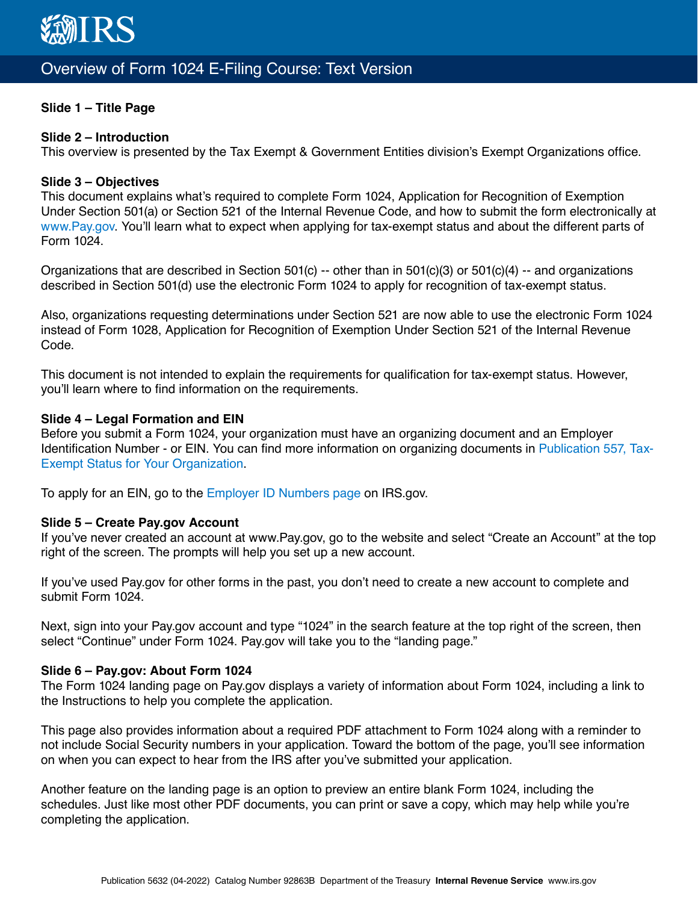# Overview of Form 1024 E-Filing Course: Text Version

**Slide 1 – Title Page**

**Slide 2 – Introduction**
This overview is presented by the Tax Exempt & Government Entities division's Exempt Organizations office.

**Slide 3 – Objectives**
This document explains what's required to complete Form 1024, Application for Recognition of Exemption Under Section 501(a) or Section 521 of the Internal Revenue Code, and how to submit the form electronically at www.Pay.gov. You'll learn what to expect when applying for tax-exempt status and about the different parts of Form 1024.

Organizations that are described in Section 501(c) -- other than in 501(c)(3) or 501(c)(4) -- and organizations described in Section 501(d) use the electronic Form 1024 to apply for recognition of tax-exempt status.

Also, organizations requesting determinations under Section 521 are now able to use the electronic Form 1024 instead of Form 1028, Application for Recognition of Exemption Under Section 521 of the Internal Revenue Code.

This document is not intended to explain the requirements for qualification for tax-exempt status. However, you'll learn where to find information on the requirements.

**Slide 4 – Legal Formation and EIN**
Before you submit a Form 1024, your organization must have an organizing document and an Employer Identification Number - or EIN. You can find more information on organizing documents in Publication 557, Tax-Exempt Status for Your Organization.

To apply for an EIN, go to the Employer ID Numbers page on IRS.gov.

**Slide 5 – Create Pay.gov Account**
If you've never created an account at www.Pay.gov, go to the website and select "Create an Account" at the top right of the screen. The prompts will help you set up a new account.

If you've used Pay.gov for other forms in the past, you don't need to create a new account to complete and submit Form 1024.

Next, sign into your Pay.gov account and type "1024" in the search feature at the top right of the screen, then select "Continue" under Form 1024. Pay.gov will take you to the "landing page."

**Slide 6 – Pay.gov: About Form 1024**
The Form 1024 landing page on Pay.gov displays a variety of information about Form 1024, including a link to the Instructions to help you complete the application.

This page also provides information about a required PDF attachment to Form 1024 along with a reminder to not include Social Security numbers in your application. Toward the bottom of the page, you'll see information on when you can expect to hear from the IRS after you've submitted your application.

Another feature on the landing page is an option to preview an entire blank Form 1024, including the schedules. Just like most other PDF documents, you can print or save a copy, which may help while you're completing the application.

Publication 5632 (04-2022) Catalog Number 92863B Department of the Treasury **Internal Revenue Service** www.irs.gov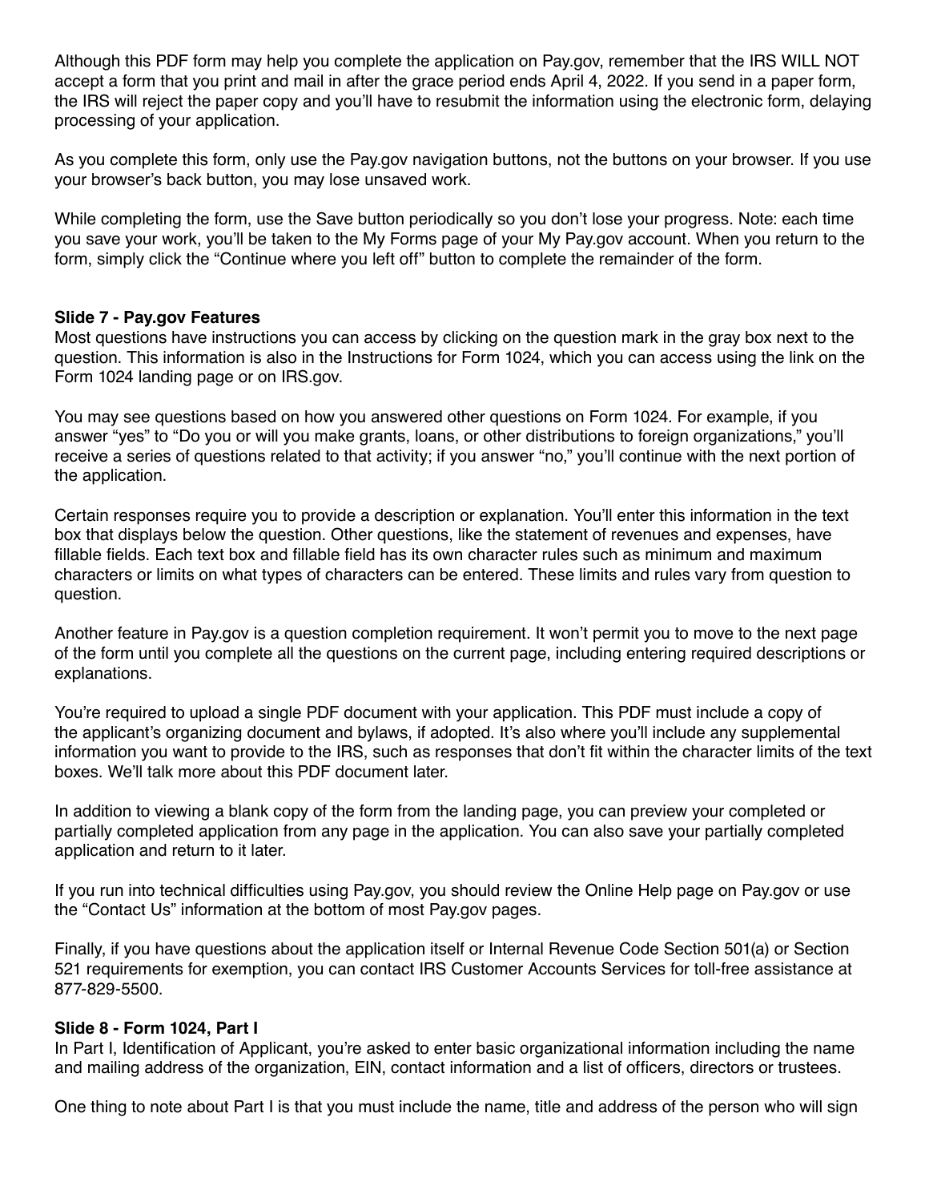Although this PDF form may help you complete the application on Pay.gov, remember that the IRS WILL NOT accept a form that you print and mail in after the grace period ends April 4, 2022. If you send in a paper form, the IRS will reject the paper copy and you'll have to resubmit the information using the electronic form, delaying processing of your application.

As you complete this form, only use the Pay.gov navigation buttons, not the buttons on your browser. If you use your browser's back button, you may lose unsaved work.

While completing the form, use the Save button periodically so you don't lose your progress. Note: each time you save your work, you'll be taken to the My Forms page of your My Pay.gov account. When you return to the form, simply click the "Continue where you left off" button to complete the remainder of the form.

**Slide 7 - Pay.gov Features**

Most questions have instructions you can access by clicking on the question mark in the gray box next to the question. This information is also in the Instructions for Form 1024, which you can access using the link on the Form 1024 landing page or on IRS.gov.

You may see questions based on how you answered other questions on Form 1024. For example, if you answer "yes" to "Do you or will you make grants, loans, or other distributions to foreign organizations," you'll receive a series of questions related to that activity; if you answer "no," you'll continue with the next portion of the application.

Certain responses require you to provide a description or explanation. You'll enter this information in the text box that displays below the question. Other questions, like the statement of revenues and expenses, have fillable fields. Each text box and fillable field has its own character rules such as minimum and maximum characters or limits on what types of characters can be entered. These limits and rules vary from question to question.

Another feature in Pay.gov is a question completion requirement. It won't permit you to move to the next page of the form until you complete all the questions on the current page, including entering required descriptions or explanations.

You're required to upload a single PDF document with your application. This PDF must include a copy of the applicant's organizing document and bylaws, if adopted. It's also where you'll include any supplemental information you want to provide to the IRS, such as responses that don't fit within the character limits of the text boxes. We'll talk more about this PDF document later.

In addition to viewing a blank copy of the form from the landing page, you can preview your completed or partially completed application from any page in the application. You can also save your partially completed application and return to it later.

If you run into technical difficulties using Pay.gov, you should review the Online Help page on Pay.gov or use the "Contact Us" information at the bottom of most Pay.gov pages.

Finally, if you have questions about the application itself or Internal Revenue Code Section 501(a) or Section 521 requirements for exemption, you can contact IRS Customer Accounts Services for toll-free assistance at 877-829-5500.

**Slide 8 - Form 1024, Part I**

In Part I, Identification of Applicant, you're asked to enter basic organizational information including the name and mailing address of the organization, EIN, contact information and a list of officers, directors or trustees.

One thing to note about Part I is that you must include the name, title and address of the person who will sign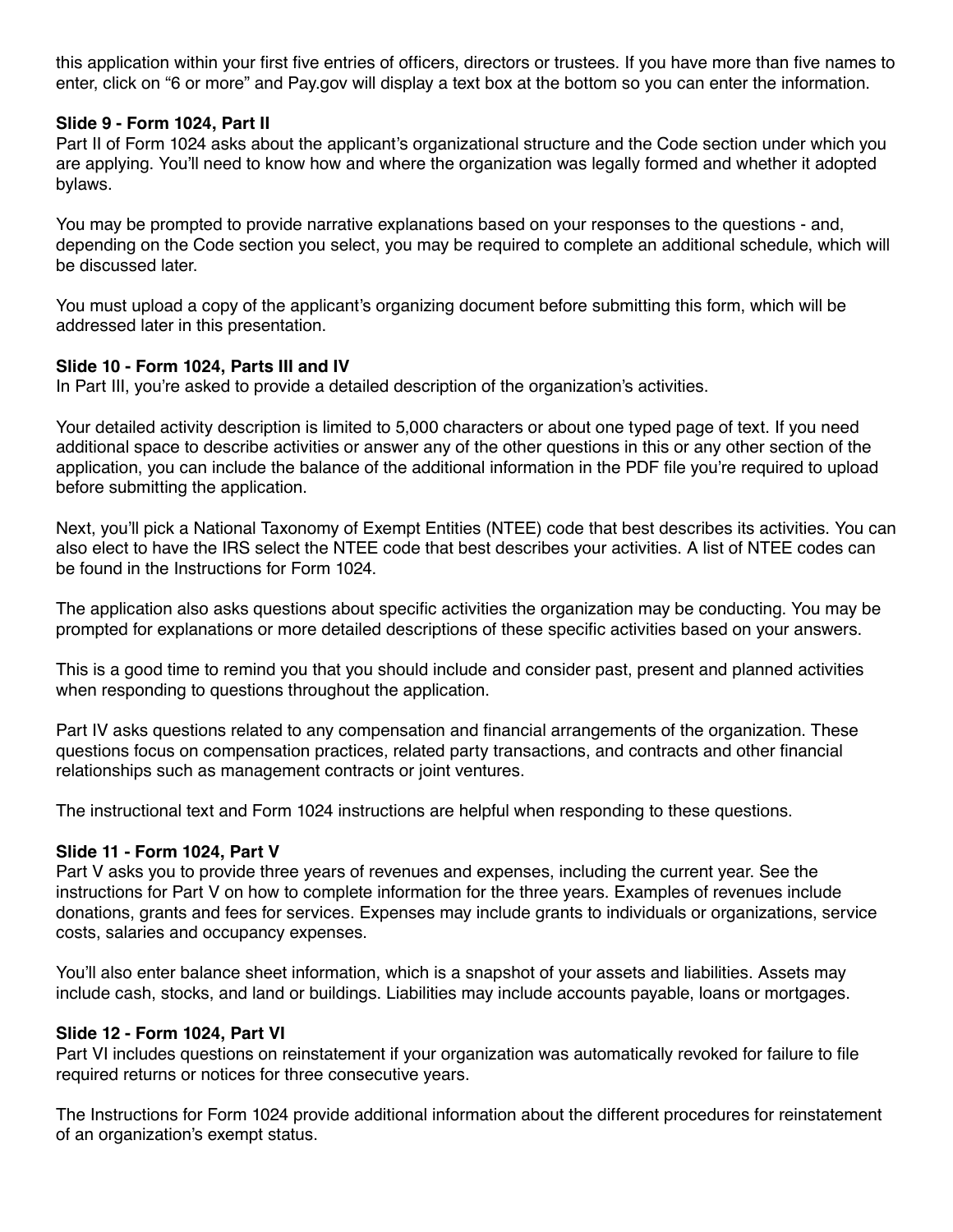this application within your first five entries of officers, directors or trustees. If you have more than five names to enter, click on “6 or more” and Pay.gov will display a text box at the bottom so you can enter the information.

**Slide 9 - Form 1024, Part II**

Part II of Form 1024 asks about the applicant’s organizational structure and the Code section under which you are applying. You’ll need to know how and where the organization was legally formed and whether it adopted bylaws.

You may be prompted to provide narrative explanations based on your responses to the questions - and, depending on the Code section you select, you may be required to complete an additional schedule, which will be discussed later.

You must upload a copy of the applicant’s organizing document before submitting this form, which will be addressed later in this presentation.

**Slide 10 - Form 1024, Parts III and IV**

In Part III, you’re asked to provide a detailed description of the organization’s activities.

Your detailed activity description is limited to 5,000 characters or about one typed page of text. If you need additional space to describe activities or answer any of the other questions in this or any other section of the application, you can include the balance of the additional information in the PDF file you’re required to upload before submitting the application.

Next, you’ll pick a National Taxonomy of Exempt Entities (NTEE) code that best describes its activities. You can also elect to have the IRS select the NTEE code that best describes your activities. A list of NTEE codes can be found in the Instructions for Form 1024.

The application also asks questions about specific activities the organization may be conducting. You may be prompted for explanations or more detailed descriptions of these specific activities based on your answers.

This is a good time to remind you that you should include and consider past, present and planned activities when responding to questions throughout the application.

Part IV asks questions related to any compensation and financial arrangements of the organization. These questions focus on compensation practices, related party transactions, and contracts and other financial relationships such as management contracts or joint ventures.

The instructional text and Form 1024 instructions are helpful when responding to these questions.

**Slide 11 - Form 1024, Part V**

Part V asks you to provide three years of revenues and expenses, including the current year. See the instructions for Part V on how to complete information for the three years. Examples of revenues include donations, grants and fees for services. Expenses may include grants to individuals or organizations, service costs, salaries and occupancy expenses.

You’ll also enter balance sheet information, which is a snapshot of your assets and liabilities. Assets may include cash, stocks, and land or buildings. Liabilities may include accounts payable, loans or mortgages.

**Slide 12 - Form 1024, Part VI**

Part VI includes questions on reinstatement if your organization was automatically revoked for failure to file required returns or notices for three consecutive years.

The Instructions for Form 1024 provide additional information about the different procedures for reinstatement of an organization’s exempt status.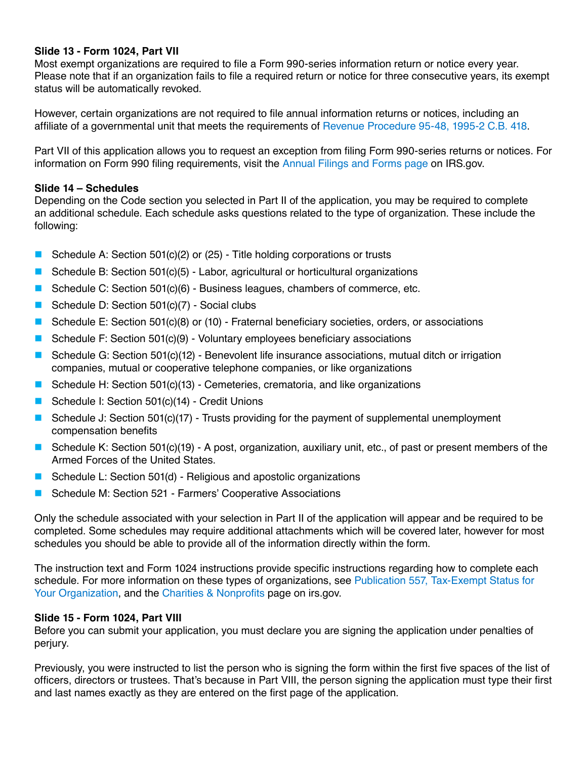**Slide 13 - Form 1024, Part VII**

Most exempt organizations are required to file a Form 990-series information return or notice every year. Please note that if an organization fails to file a required return or notice for three consecutive years, its exempt status will be automatically revoked.

However, certain organizations are not required to file annual information returns or notices, including an affiliate of a governmental unit that meets the requirements of Revenue Procedure 95-48, 1995-2 C.B. 418.

Part VII of this application allows you to request an exception from filing Form 990-series returns or notices. For information on Form 990 filing requirements, visit the Annual Filings and Forms page on IRS.gov.

**Slide 14 – Schedules**

Depending on the Code section you selected in Part II of the application, you may be required to complete an additional schedule. Each schedule asks questions related to the type of organization. These include the following:

- Schedule A: Section 501(c)(2) or (25) - Title holding corporations or trusts
- Schedule B: Section 501(c)(5) - Labor, agricultural or horticultural organizations
- Schedule C: Section 501(c)(6) - Business leagues, chambers of commerce, etc.
- Schedule D: Section 501(c)(7) - Social clubs
- Schedule E: Section 501(c)(8) or (10) - Fraternal beneficiary societies, orders, or associations
- Schedule F: Section 501(c)(9) - Voluntary employees beneficiary associations
- Schedule G: Section 501(c)(12) - Benevolent life insurance associations, mutual ditch or irrigation companies, mutual or cooperative telephone companies, or like organizations
- Schedule H: Section 501(c)(13) - Cemeteries, crematoria, and like organizations
- Schedule I: Section 501(c)(14) - Credit Unions
- Schedule J: Section 501(c)(17) - Trusts providing for the payment of supplemental unemployment compensation benefits
- Schedule K: Section 501(c)(19) - A post, organization, auxiliary unit, etc., of past or present members of the Armed Forces of the United States.
- Schedule L: Section 501(d) - Religious and apostolic organizations
- Schedule M: Section 521 - Farmers' Cooperative Associations

Only the schedule associated with your selection in Part II of the application will appear and be required to be completed. Some schedules may require additional attachments which will be covered later, however for most schedules you should be able to provide all of the information directly within the form.

The instruction text and Form 1024 instructions provide specific instructions regarding how to complete each schedule. For more information on these types of organizations, see Publication 557, Tax-Exempt Status for Your Organization, and the Charities & Nonprofits page on irs.gov.

**Slide 15 - Form 1024, Part VIII**

Before you can submit your application, you must declare you are signing the application under penalties of perjury.

Previously, you were instructed to list the person who is signing the form within the first five spaces of the list of officers, directors or trustees. That's because in Part VIII, the person signing the application must type their first and last names exactly as they are entered on the first page of the application.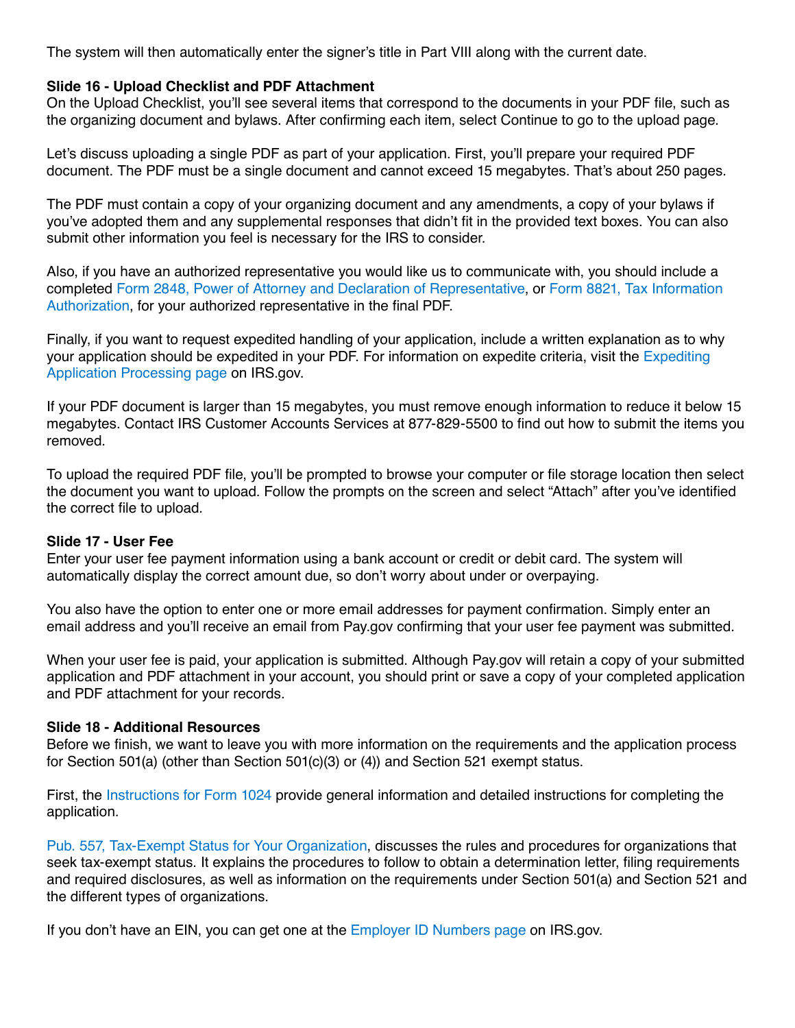The system will then automatically enter the signer's title in Part VIII along with the current date.

**Slide 16 - Upload Checklist and PDF Attachment**

On the Upload Checklist, you'll see several items that correspond to the documents in your PDF file, such as the organizing document and bylaws. After confirming each item, select Continue to go to the upload page.

Let's discuss uploading a single PDF as part of your application. First, you'll prepare your required PDF document. The PDF must be a single document and cannot exceed 15 megabytes. That's about 250 pages.

The PDF must contain a copy of your organizing document and any amendments, a copy of your bylaws if you've adopted them and any supplemental responses that didn't fit in the provided text boxes. You can also submit other information you feel is necessary for the IRS to consider.

Also, if you have an authorized representative you would like us to communicate with, you should include a completed Form 2848, Power of Attorney and Declaration of Representative, or Form 8821, Tax Information Authorization, for your authorized representative in the final PDF.

Finally, if you want to request expedited handling of your application, include a written explanation as to why your application should be expedited in your PDF. For information on expedite criteria, visit the Expediting Application Processing page on IRS.gov.

If your PDF document is larger than 15 megabytes, you must remove enough information to reduce it below 15 megabytes. Contact IRS Customer Accounts Services at 877-829-5500 to find out how to submit the items you removed.

To upload the required PDF file, you'll be prompted to browse your computer or file storage location then select the document you want to upload. Follow the prompts on the screen and select "Attach" after you've identified the correct file to upload.

**Slide 17 - User Fee**

Enter your user fee payment information using a bank account or credit or debit card. The system will automatically display the correct amount due, so don't worry about under or overpaying.

You also have the option to enter one or more email addresses for payment confirmation. Simply enter an email address and you'll receive an email from Pay.gov confirming that your user fee payment was submitted.

When your user fee is paid, your application is submitted. Although Pay.gov will retain a copy of your submitted application and PDF attachment in your account, you should print or save a copy of your completed application and PDF attachment for your records.

**Slide 18 - Additional Resources**

Before we finish, we want to leave you with more information on the requirements and the application process for Section 501(a) (other than Section 501(c)(3) or (4)) and Section 521 exempt status.

First, the Instructions for Form 1024 provide general information and detailed instructions for completing the application.

Pub. 557, Tax-Exempt Status for Your Organization, discusses the rules and procedures for organizations that seek tax-exempt status. It explains the procedures to follow to obtain a determination letter, filing requirements and required disclosures, as well as information on the requirements under Section 501(a) and Section 521 and the different types of organizations.

If you don't have an EIN, you can get one at the Employer ID Numbers page on IRS.gov.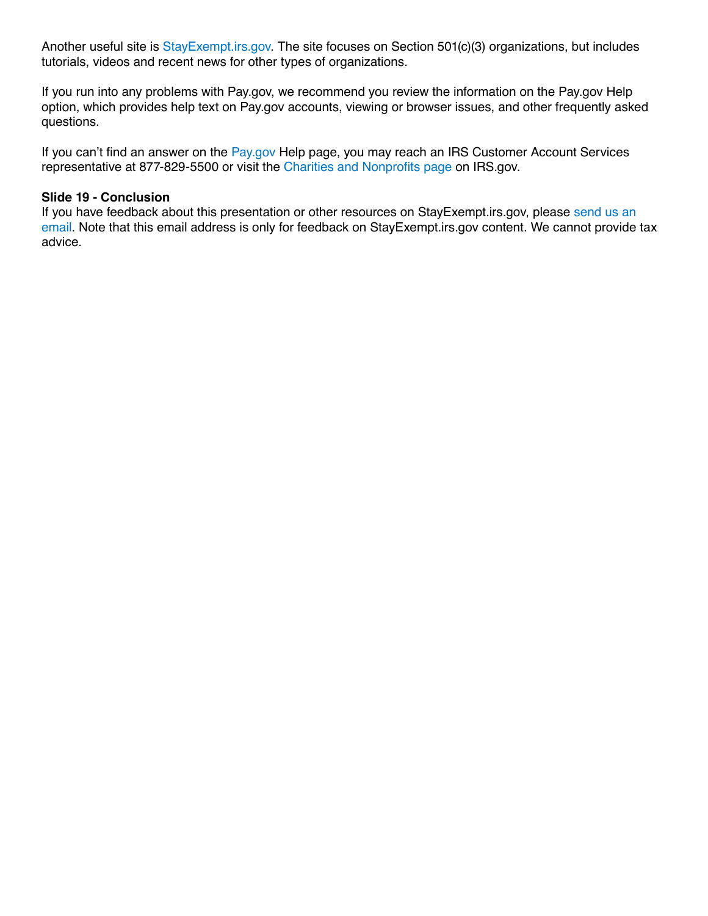Another useful site is StayExempt.irs.gov. The site focuses on Section 501(c)(3) organizations, but includes tutorials, videos and recent news for other types of organizations.

If you run into any problems with Pay.gov, we recommend you review the information on the Pay.gov Help option, which provides help text on Pay.gov accounts, viewing or browser issues, and other frequently asked questions.

If you can't find an answer on the Pay.gov Help page, you may reach an IRS Customer Account Services representative at 877-829-5500 or visit the Charities and Nonprofits page on IRS.gov.

**Slide 19 - Conclusion**

If you have feedback about this presentation or other resources on StayExempt.irs.gov, please send us an email. Note that this email address is only for feedback on StayExempt.irs.gov content. We cannot provide tax advice.